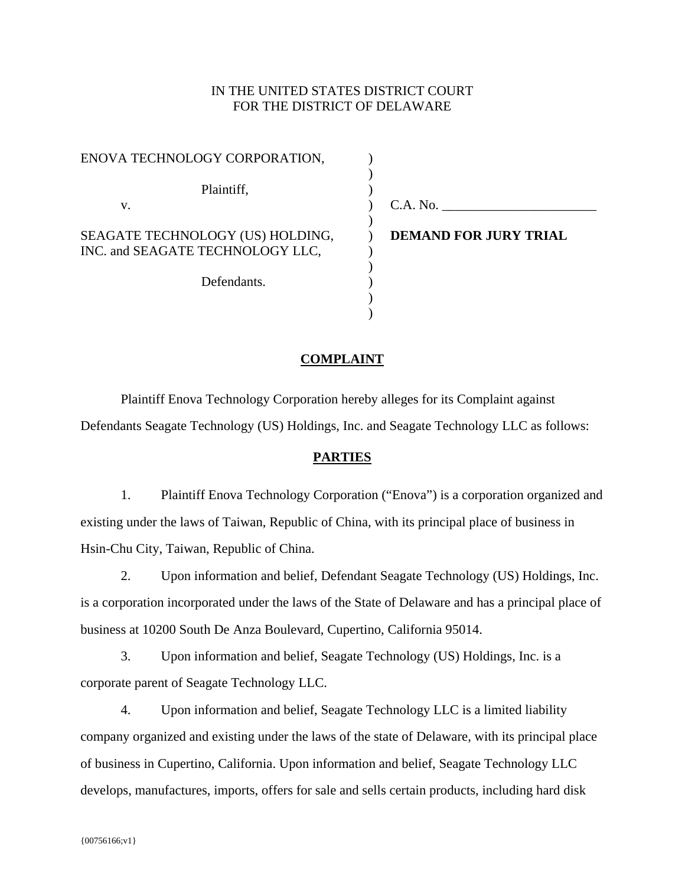IN THE UNITED STATES DISTRICT COURT
FOR THE DISTRICT OF DELAWARE

| | | |
|---|---|---|
| ENOVA TECHNOLOGY CORPORATION,<br><br>Plaintiff,<br>v.<br><br>SEAGATE TECHNOLOGY (US) HOLDING, INC. and SEAGATE TECHNOLOGY LLC,<br><br>Defendants. | ) | C.A. No. _______________________<br><br>**DEMAND FOR JURY TRIAL** |

## COMPLAINT

Plaintiff Enova Technology Corporation hereby alleges for its Complaint against Defendants Seagate Technology (US) Holdings, Inc. and Seagate Technology LLC as follows:

## PARTIES

1. Plaintiff Enova Technology Corporation ("Enova") is a corporation organized and existing under the laws of Taiwan, Republic of China, with its principal place of business in Hsin-Chu City, Taiwan, Republic of China.

2. Upon information and belief, Defendant Seagate Technology (US) Holdings, Inc. is a corporation incorporated under the laws of the State of Delaware and has a principal place of business at 10200 South De Anza Boulevard, Cupertino, California 95014.

3. Upon information and belief, Seagate Technology (US) Holdings, Inc. is a corporate parent of Seagate Technology LLC.

4. Upon information and belief, Seagate Technology LLC is a limited liability company organized and existing under the laws of the state of Delaware, with its principal place of business in Cupertino, California. Upon information and belief, Seagate Technology LLC develops, manufactures, imports, offers for sale and sells certain products, including hard disk

{00756166;v1}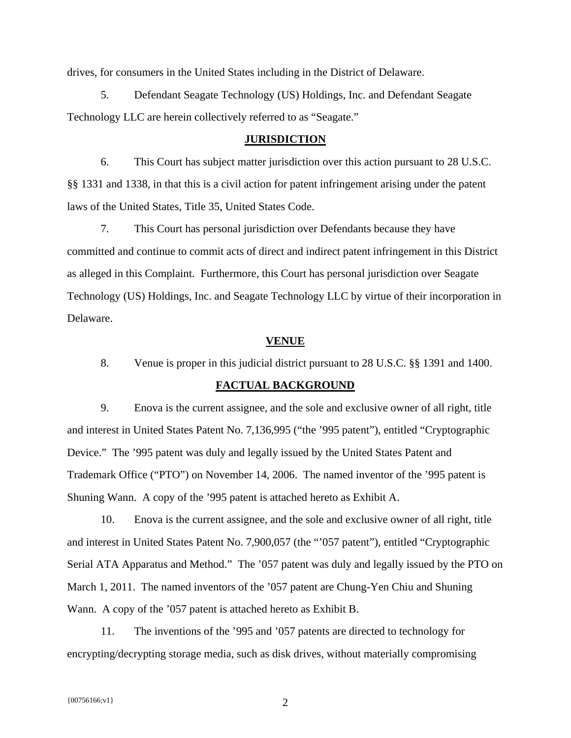drives, for consumers in the United States including in the District of Delaware.

5. Defendant Seagate Technology (US) Holdings, Inc. and Defendant Seagate Technology LLC are herein collectively referred to as "Seagate."

## JURISDICTION

6. This Court has subject matter jurisdiction over this action pursuant to 28 U.S.C. §§ 1331 and 1338, in that this is a civil action for patent infringement arising under the patent laws of the United States, Title 35, United States Code.

7. This Court has personal jurisdiction over Defendants because they have committed and continue to commit acts of direct and indirect patent infringement in this District as alleged in this Complaint. Furthermore, this Court has personal jurisdiction over Seagate Technology (US) Holdings, Inc. and Seagate Technology LLC by virtue of their incorporation in Delaware.

## VENUE

8. Venue is proper in this judicial district pursuant to 28 U.S.C. §§ 1391 and 1400.

## FACTUAL BACKGROUND

9. Enova is the current assignee, and the sole and exclusive owner of all right, title and interest in United States Patent No. 7,136,995 ("the '995 patent"), entitled "Cryptographic Device." The '995 patent was duly and legally issued by the United States Patent and Trademark Office ("PTO") on November 14, 2006. The named inventor of the '995 patent is Shuning Wann. A copy of the '995 patent is attached hereto as Exhibit A.

10. Enova is the current assignee, and the sole and exclusive owner of all right, title and interest in United States Patent No. 7,900,057 (the "'057 patent"), entitled "Cryptographic Serial ATA Apparatus and Method." The '057 patent was duly and legally issued by the PTO on March 1, 2011. The named inventors of the '057 patent are Chung-Yen Chiu and Shuning Wann. A copy of the '057 patent is attached hereto as Exhibit B.

11. The inventions of the '995 and '057 patents are directed to technology for encrypting/decrypting storage media, such as disk drives, without materially compromising

{00756166;v1}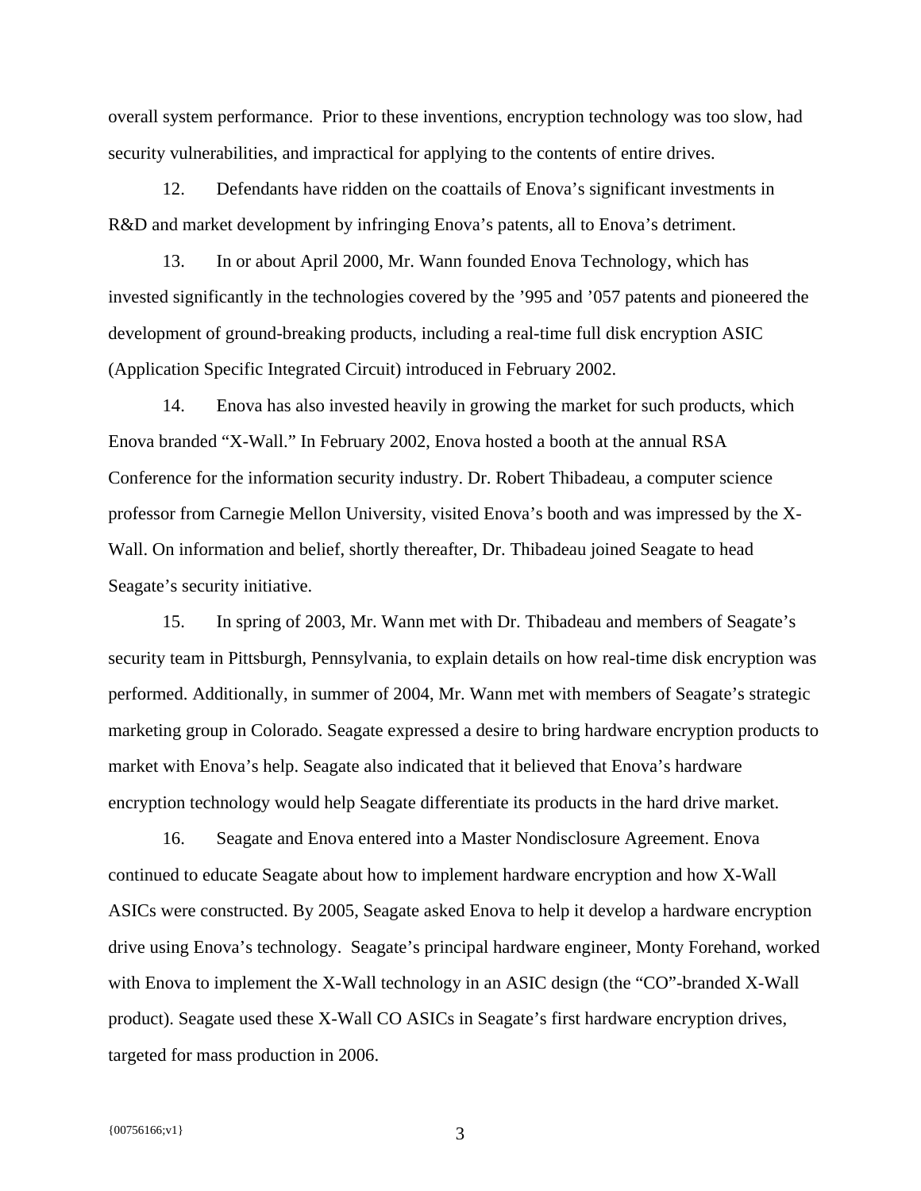overall system performance. Prior to these inventions, encryption technology was too slow, had security vulnerabilities, and impractical for applying to the contents of entire drives.

12. Defendants have ridden on the coattails of Enova's significant investments in R&D and market development by infringing Enova's patents, all to Enova's detriment.

13. In or about April 2000, Mr. Wann founded Enova Technology, which has invested significantly in the technologies covered by the '995 and '057 patents and pioneered the development of ground-breaking products, including a real-time full disk encryption ASIC (Application Specific Integrated Circuit) introduced in February 2002.

14. Enova has also invested heavily in growing the market for such products, which Enova branded "X-Wall." In February 2002, Enova hosted a booth at the annual RSA Conference for the information security industry. Dr. Robert Thibadeau, a computer science professor from Carnegie Mellon University, visited Enova's booth and was impressed by the X-Wall. On information and belief, shortly thereafter, Dr. Thibadeau joined Seagate to head Seagate's security initiative.

15. In spring of 2003, Mr. Wann met with Dr. Thibadeau and members of Seagate's security team in Pittsburgh, Pennsylvania, to explain details on how real-time disk encryption was performed. Additionally, in summer of 2004, Mr. Wann met with members of Seagate's strategic marketing group in Colorado. Seagate expressed a desire to bring hardware encryption products to market with Enova's help. Seagate also indicated that it believed that Enova's hardware encryption technology would help Seagate differentiate its products in the hard drive market.

16. Seagate and Enova entered into a Master Nondisclosure Agreement. Enova continued to educate Seagate about how to implement hardware encryption and how X-Wall ASICs were constructed. By 2005, Seagate asked Enova to help it develop a hardware encryption drive using Enova's technology. Seagate's principal hardware engineer, Monty Forehand, worked with Enova to implement the X-Wall technology in an ASIC design (the "CO"-branded X-Wall product). Seagate used these X-Wall CO ASICs in Seagate's first hardware encryption drives, targeted for mass production in 2006.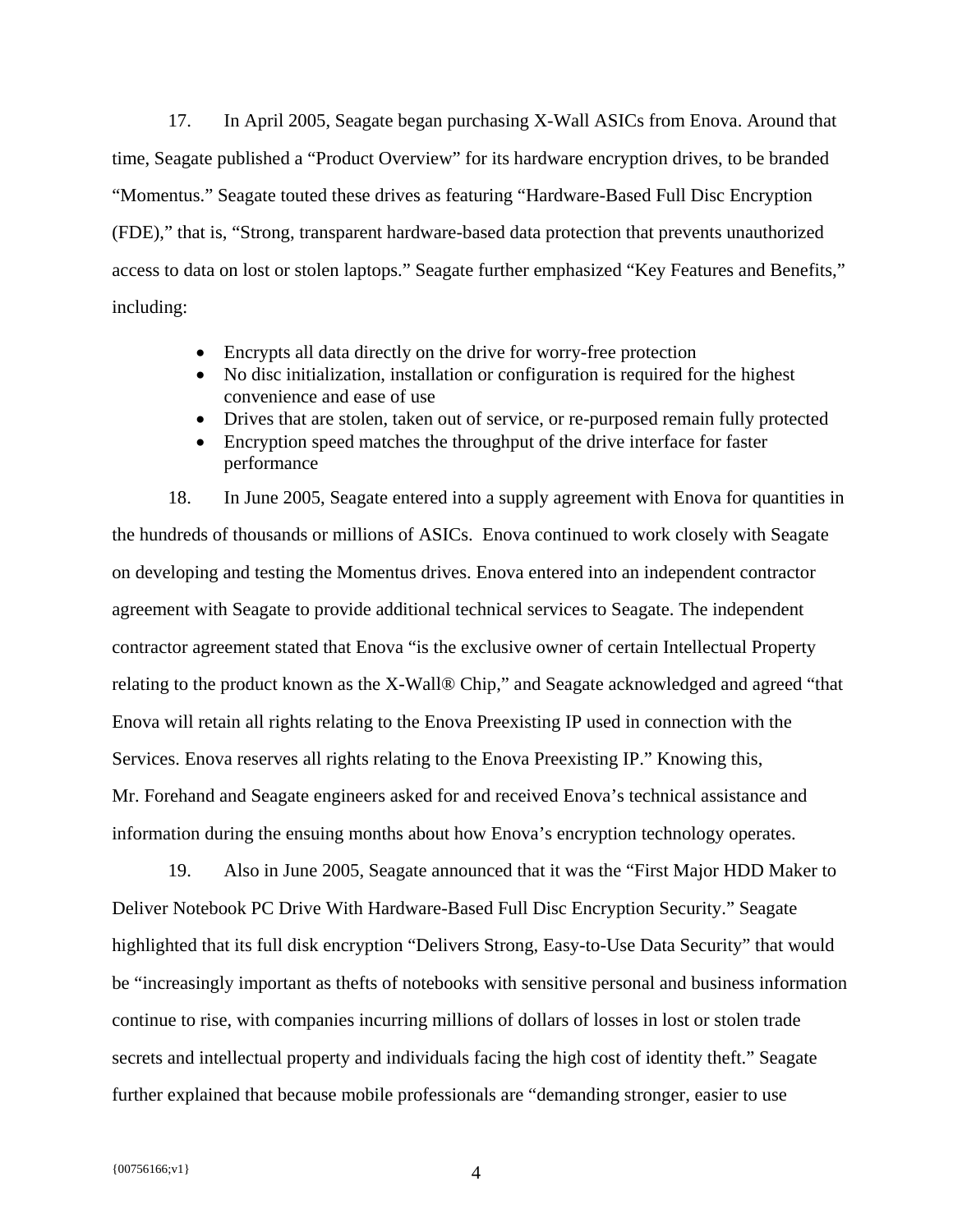17. In April 2005, Seagate began purchasing X-Wall ASICs from Enova. Around that time, Seagate published a "Product Overview" for its hardware encryption drives, to be branded "Momentus." Seagate touted these drives as featuring "Hardware-Based Full Disc Encryption (FDE)," that is, "Strong, transparent hardware-based data protection that prevents unauthorized access to data on lost or stolen laptops." Seagate further emphasized "Key Features and Benefits," including:

- Encrypts all data directly on the drive for worry-free protection
- No disc initialization, installation or configuration is required for the highest convenience and ease of use
- Drives that are stolen, taken out of service, or re-purposed remain fully protected
- Encryption speed matches the throughput of the drive interface for faster performance

18. In June 2005, Seagate entered into a supply agreement with Enova for quantities in the hundreds of thousands or millions of ASICs. Enova continued to work closely with Seagate on developing and testing the Momentus drives. Enova entered into an independent contractor agreement with Seagate to provide additional technical services to Seagate. The independent contractor agreement stated that Enova "is the exclusive owner of certain Intellectual Property relating to the product known as the X-Wall® Chip," and Seagate acknowledged and agreed "that Enova will retain all rights relating to the Enova Preexisting IP used in connection with the Services. Enova reserves all rights relating to the Enova Preexisting IP." Knowing this, Mr. Forehand and Seagate engineers asked for and received Enova's technical assistance and information during the ensuing months about how Enova's encryption technology operates.

19. Also in June 2005, Seagate announced that it was the "First Major HDD Maker to Deliver Notebook PC Drive With Hardware-Based Full Disc Encryption Security." Seagate highlighted that its full disk encryption "Delivers Strong, Easy-to-Use Data Security" that would be "increasingly important as thefts of notebooks with sensitive personal and business information continue to rise, with companies incurring millions of dollars of losses in lost or stolen trade secrets and intellectual property and individuals facing the high cost of identity theft." Seagate further explained that because mobile professionals are "demanding stronger, easier to use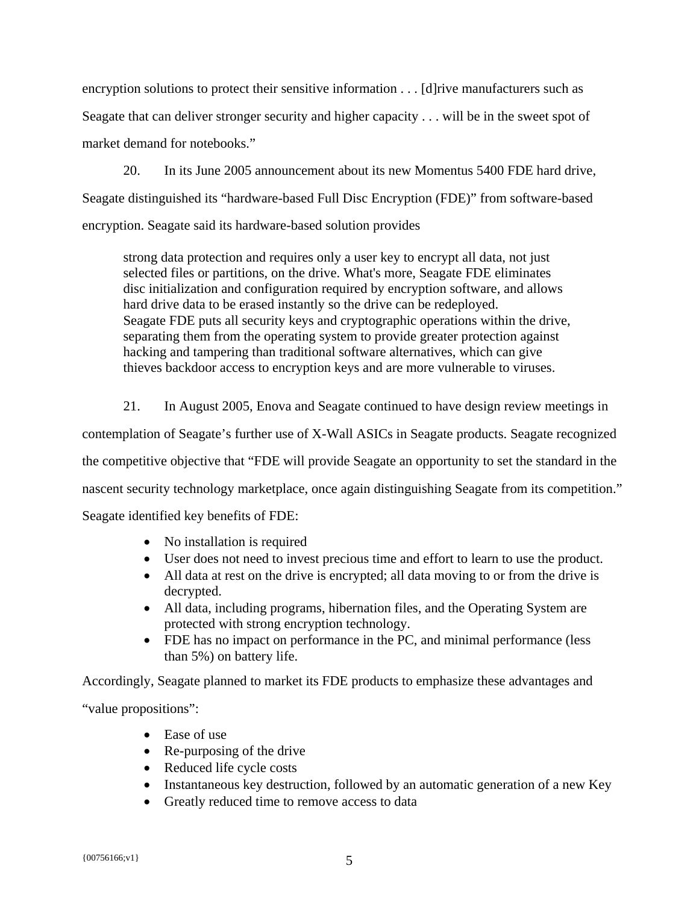encryption solutions to protect their sensitive information . . . [d]rive manufacturers such as Seagate that can deliver stronger security and higher capacity . . . will be in the sweet spot of market demand for notebooks."

20. In its June 2005 announcement about its new Momentus 5400 FDE hard drive, Seagate distinguished its "hardware-based Full Disc Encryption (FDE)" from software-based encryption. Seagate said its hardware-based solution provides

> strong data protection and requires only a user key to encrypt all data, not just selected files or partitions, on the drive. What's more, Seagate FDE eliminates disc initialization and configuration required by encryption software, and allows hard drive data to be erased instantly so the drive can be redeployed. Seagate FDE puts all security keys and cryptographic operations within the drive, separating them from the operating system to provide greater protection against hacking and tampering than traditional software alternatives, which can give thieves backdoor access to encryption keys and are more vulnerable to viruses.

21. In August 2005, Enova and Seagate continued to have design review meetings in contemplation of Seagate's further use of X-Wall ASICs in Seagate products. Seagate recognized the competitive objective that "FDE will provide Seagate an opportunity to set the standard in the nascent security technology marketplace, once again distinguishing Seagate from its competition." Seagate identified key benefits of FDE:

- No installation is required
- User does not need to invest precious time and effort to learn to use the product.
- All data at rest on the drive is encrypted; all data moving to or from the drive is decrypted.
- All data, including programs, hibernation files, and the Operating System are protected with strong encryption technology.
- FDE has no impact on performance in the PC, and minimal performance (less than 5%) on battery life.

Accordingly, Seagate planned to market its FDE products to emphasize these advantages and "value propositions":

- Ease of use
- Re-purposing of the drive
- Reduced life cycle costs
- Instantaneous key destruction, followed by an automatic generation of a new Key
- Greatly reduced time to remove access to data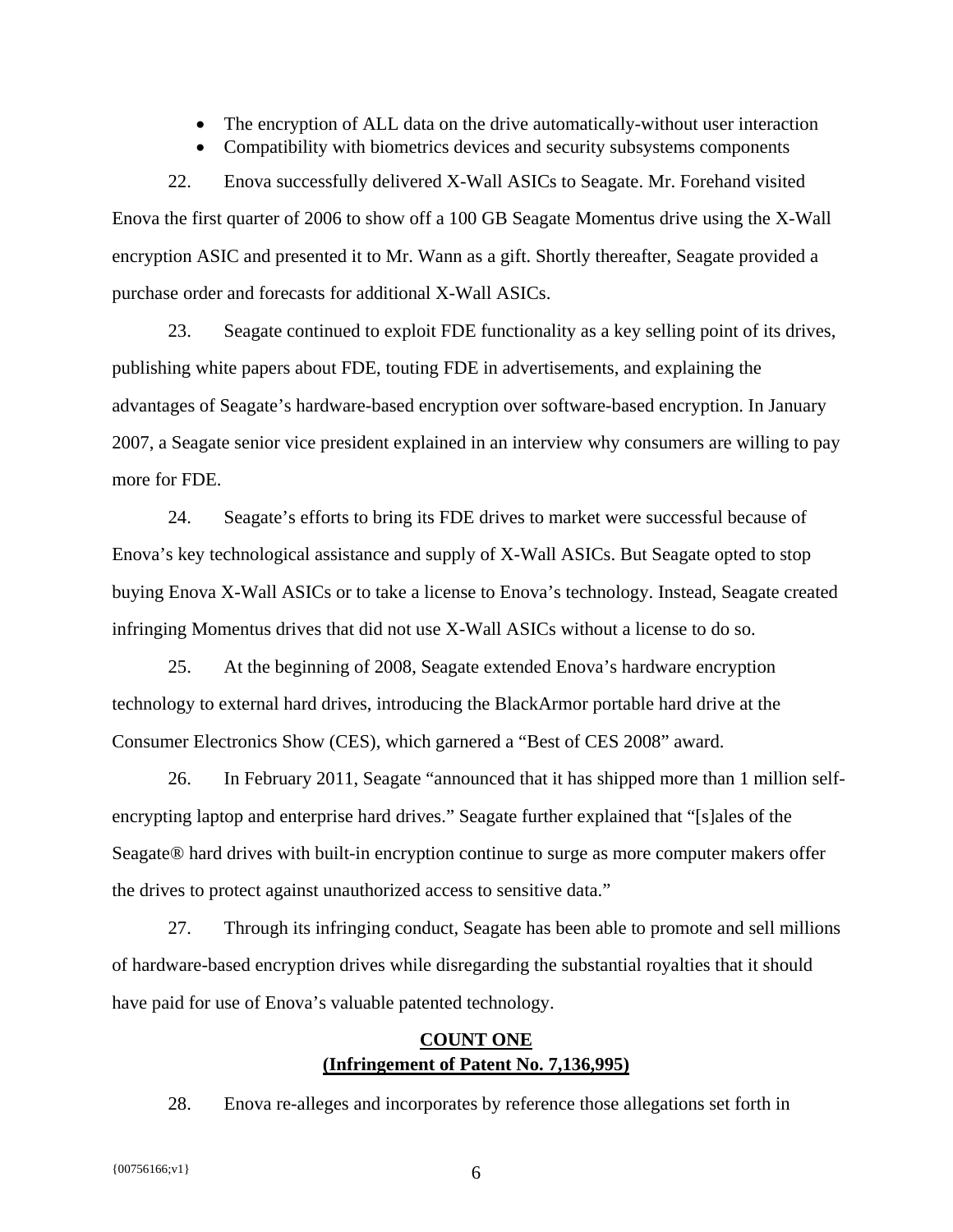- The encryption of ALL data on the drive automatically-without user interaction
- Compatibility with biometrics devices and security subsystems components

22. Enova successfully delivered X-Wall ASICs to Seagate. Mr. Forehand visited Enova the first quarter of 2006 to show off a 100 GB Seagate Momentus drive using the X-Wall encryption ASIC and presented it to Mr. Wann as a gift. Shortly thereafter, Seagate provided a purchase order and forecasts for additional X-Wall ASICs.

23. Seagate continued to exploit FDE functionality as a key selling point of its drives, publishing white papers about FDE, touting FDE in advertisements, and explaining the advantages of Seagate's hardware-based encryption over software-based encryption. In January 2007, a Seagate senior vice president explained in an interview why consumers are willing to pay more for FDE.

24. Seagate's efforts to bring its FDE drives to market were successful because of Enova's key technological assistance and supply of X-Wall ASICs. But Seagate opted to stop buying Enova X-Wall ASICs or to take a license to Enova's technology. Instead, Seagate created infringing Momentus drives that did not use X-Wall ASICs without a license to do so.

25. At the beginning of 2008, Seagate extended Enova's hardware encryption technology to external hard drives, introducing the BlackArmor portable hard drive at the Consumer Electronics Show (CES), which garnered a "Best of CES 2008" award.

26. In February 2011, Seagate "announced that it has shipped more than 1 million self-encrypting laptop and enterprise hard drives." Seagate further explained that "[s]ales of the Seagate® hard drives with built-in encryption continue to surge as more computer makers offer the drives to protect against unauthorized access to sensitive data."

27. Through its infringing conduct, Seagate has been able to promote and sell millions of hardware-based encryption drives while disregarding the substantial royalties that it should have paid for use of Enova's valuable patented technology.

**COUNT ONE**
**(Infringement of Patent No. 7,136,995)**

28. Enova re-alleges and incorporates by reference those allegations set forth in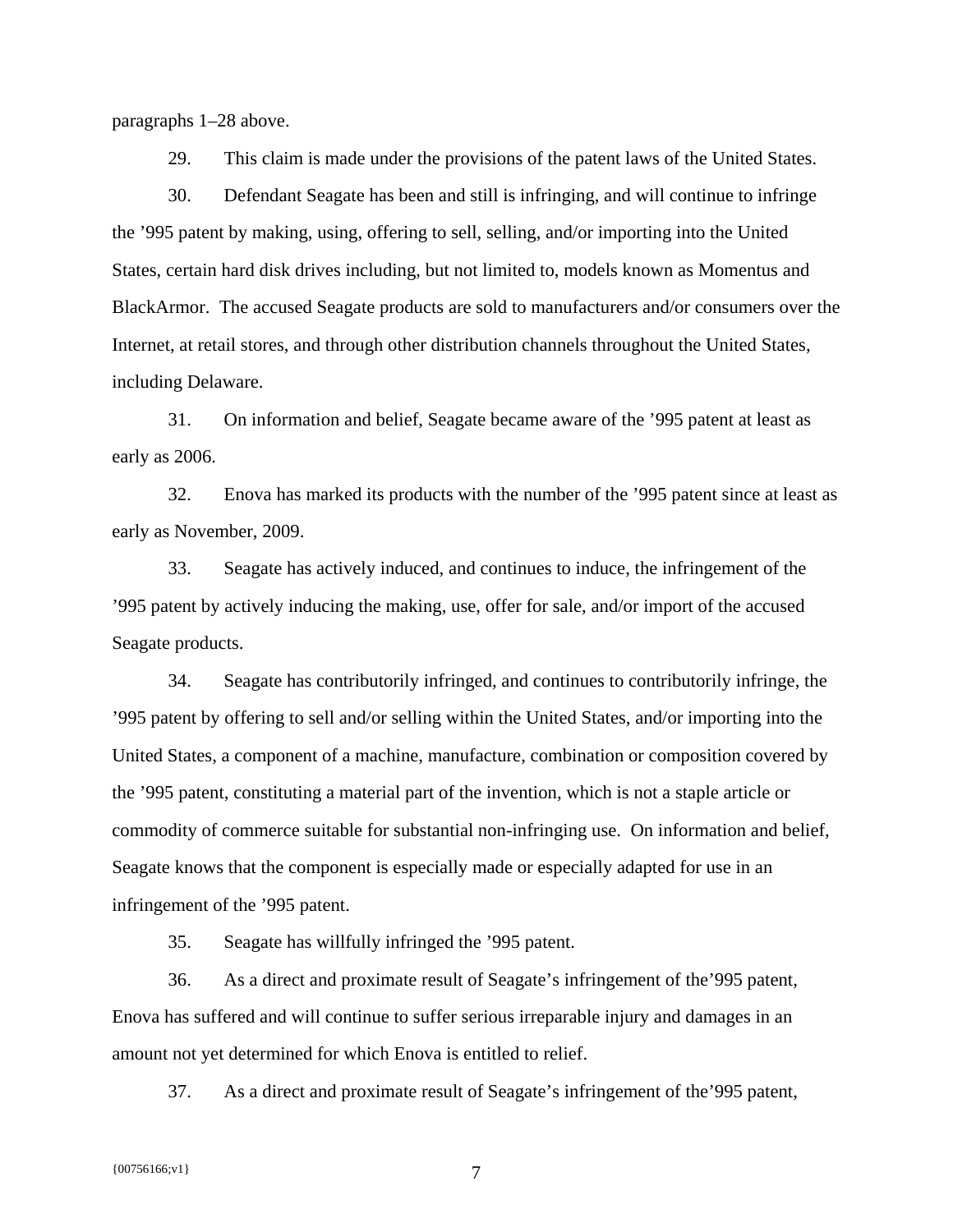paragraphs 1–28 above.

29. This claim is made under the provisions of the patent laws of the United States.

30. Defendant Seagate has been and still is infringing, and will continue to infringe the ’995 patent by making, using, offering to sell, selling, and/or importing into the United States, certain hard disk drives including, but not limited to, models known as Momentus and BlackArmor. The accused Seagate products are sold to manufacturers and/or consumers over the Internet, at retail stores, and through other distribution channels throughout the United States, including Delaware.

31. On information and belief, Seagate became aware of the ’995 patent at least as early as 2006.

32. Enova has marked its products with the number of the ’995 patent since at least as early as November, 2009.

33. Seagate has actively induced, and continues to induce, the infringement of the ’995 patent by actively inducing the making, use, offer for sale, and/or import of the accused Seagate products.

34. Seagate has contributorily infringed, and continues to contributorily infringe, the ’995 patent by offering to sell and/or selling within the United States, and/or importing into the United States, a component of a machine, manufacture, combination or composition covered by the ’995 patent, constituting a material part of the invention, which is not a staple article or commodity of commerce suitable for substantial non-infringing use. On information and belief, Seagate knows that the component is especially made or especially adapted for use in an infringement of the ’995 patent.

35. Seagate has willfully infringed the ’995 patent.

36. As a direct and proximate result of Seagate’s infringement of the’995 patent, Enova has suffered and will continue to suffer serious irreparable injury and damages in an amount not yet determined for which Enova is entitled to relief.

37. As a direct and proximate result of Seagate’s infringement of the’995 patent,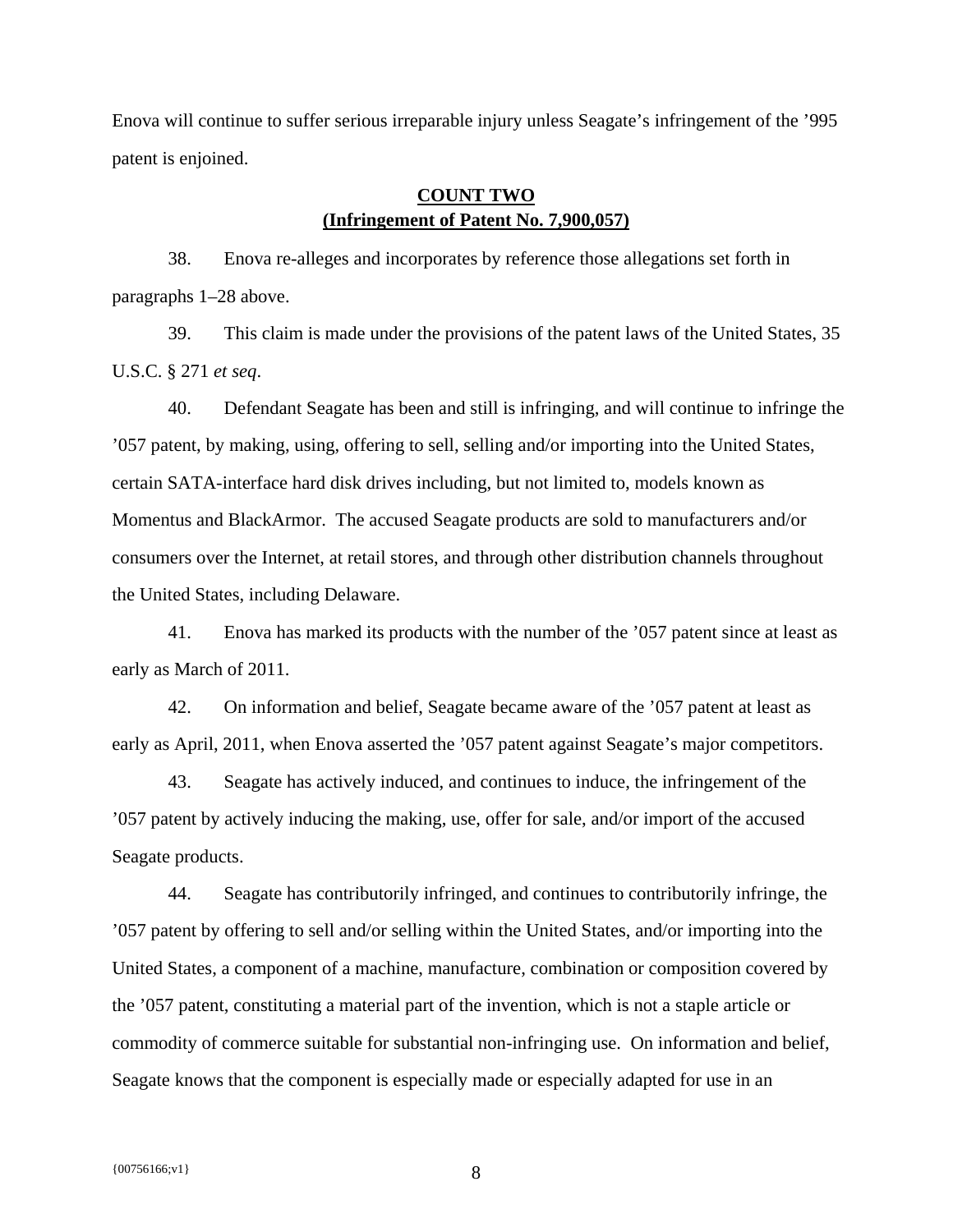Enova will continue to suffer serious irreparable injury unless Seagate's infringement of the '995 patent is enjoined.

**COUNT TWO**
**(Infringement of Patent No. 7,900,057)**

38. Enova re-alleges and incorporates by reference those allegations set forth in paragraphs 1–28 above.

39. This claim is made under the provisions of the patent laws of the United States, 35 U.S.C. § 271 *et seq*.

40. Defendant Seagate has been and still is infringing, and will continue to infringe the '057 patent, by making, using, offering to sell, selling and/or importing into the United States, certain SATA-interface hard disk drives including, but not limited to, models known as Momentus and BlackArmor. The accused Seagate products are sold to manufacturers and/or consumers over the Internet, at retail stores, and through other distribution channels throughout the United States, including Delaware.

41. Enova has marked its products with the number of the '057 patent since at least as early as March of 2011.

42. On information and belief, Seagate became aware of the '057 patent at least as early as April, 2011, when Enova asserted the '057 patent against Seagate's major competitors.

43. Seagate has actively induced, and continues to induce, the infringement of the '057 patent by actively inducing the making, use, offer for sale, and/or import of the accused Seagate products.

44. Seagate has contributorily infringed, and continues to contributorily infringe, the '057 patent by offering to sell and/or selling within the United States, and/or importing into the United States, a component of a machine, manufacture, combination or composition covered by the '057 patent, constituting a material part of the invention, which is not a staple article or commodity of commerce suitable for substantial non-infringing use. On information and belief, Seagate knows that the component is especially made or especially adapted for use in an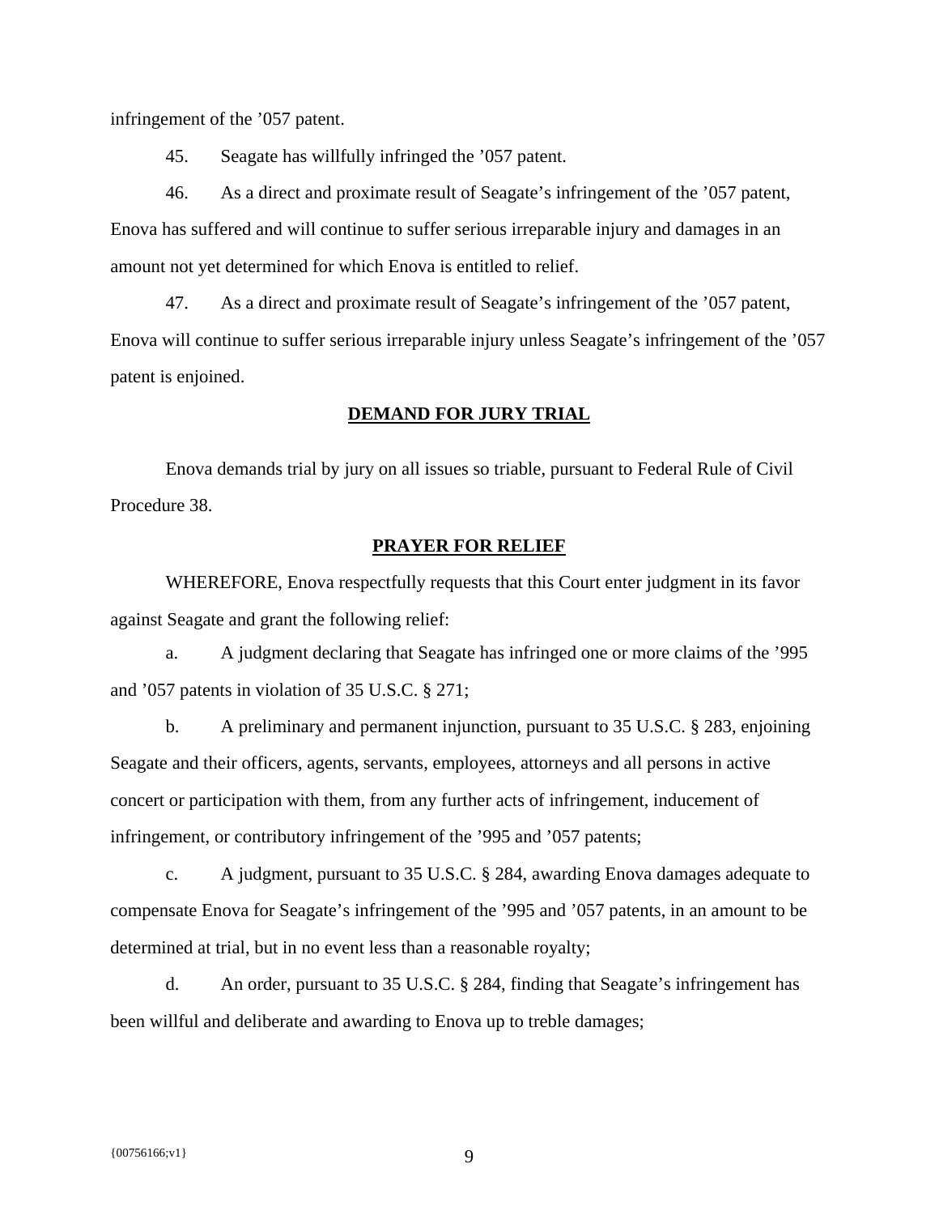infringement of the ’057 patent.

45. Seagate has willfully infringed the ’057 patent.

46. As a direct and proximate result of Seagate’s infringement of the ’057 patent, Enova has suffered and will continue to suffer serious irreparable injury and damages in an amount not yet determined for which Enova is entitled to relief.

47. As a direct and proximate result of Seagate’s infringement of the ’057 patent, Enova will continue to suffer serious irreparable injury unless Seagate’s infringement of the ’057 patent is enjoined.

## **DEMAND FOR JURY TRIAL**

Enova demands trial by jury on all issues so triable, pursuant to Federal Rule of Civil Procedure 38.

## **PRAYER FOR RELIEF**

WHEREFORE, Enova respectfully requests that this Court enter judgment in its favor against Seagate and grant the following relief:

a. A judgment declaring that Seagate has infringed one or more claims of the ’995 and ’057 patents in violation of 35 U.S.C. § 271;

b. A preliminary and permanent injunction, pursuant to 35 U.S.C. § 283, enjoining Seagate and their officers, agents, servants, employees, attorneys and all persons in active concert or participation with them, from any further acts of infringement, inducement of infringement, or contributory infringement of the ’995 and ’057 patents;

c. A judgment, pursuant to 35 U.S.C. § 284, awarding Enova damages adequate to compensate Enova for Seagate’s infringement of the ’995 and ’057 patents, in an amount to be determined at trial, but in no event less than a reasonable royalty;

d. An order, pursuant to 35 U.S.C. § 284, finding that Seagate’s infringement has been willful and deliberate and awarding to Enova up to treble damages;

{00756166;v1}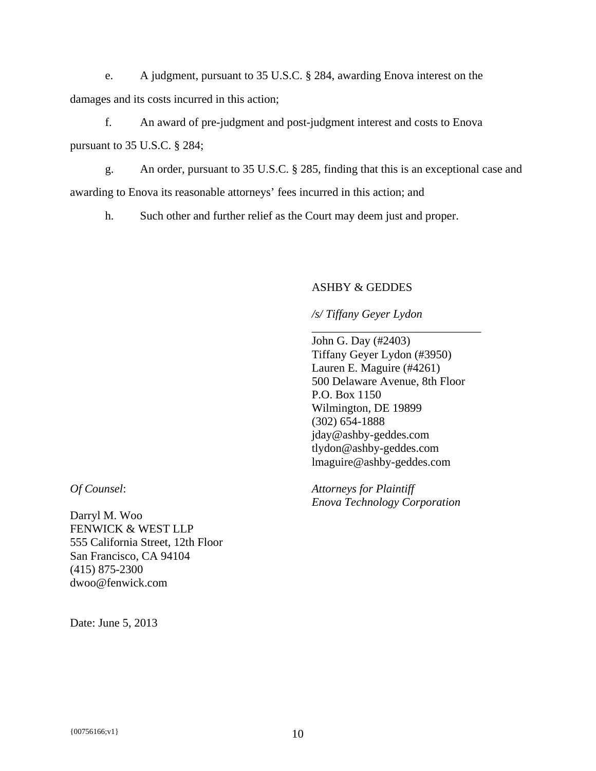e. A judgment, pursuant to 35 U.S.C. § 284, awarding Enova interest on the damages and its costs incurred in this action;

f. An award of pre-judgment and post-judgment interest and costs to Enova pursuant to 35 U.S.C. § 284;

g. An order, pursuant to 35 U.S.C. § 285, finding that this is an exceptional case and awarding to Enova its reasonable attorneys' fees incurred in this action; and

h. Such other and further relief as the Court may deem just and proper.

ASHBY & GEDDES

*/s/ Tiffany Geyer Lydon*

______________________________

John G. Day (#2403)
Tiffany Geyer Lydon (#3950)
Lauren E. Maguire (#4261)
500 Delaware Avenue, 8th Floor
P.O. Box 1150
Wilmington, DE 19899
(302) 654-1888
jday@ashby-geddes.com
tlydon@ashby-geddes.com
lmaguire@ashby-geddes.com

*Attorneys for Plaintiff*
*Enova Technology Corporation*

*Of Counsel*:

Darryl M. Woo
FENWICK & WEST LLP
555 California Street, 12th Floor
San Francisco, CA 94104
(415) 875-2300
dwoo@fenwick.com

Date: June 5, 2013

{00756166;v1}